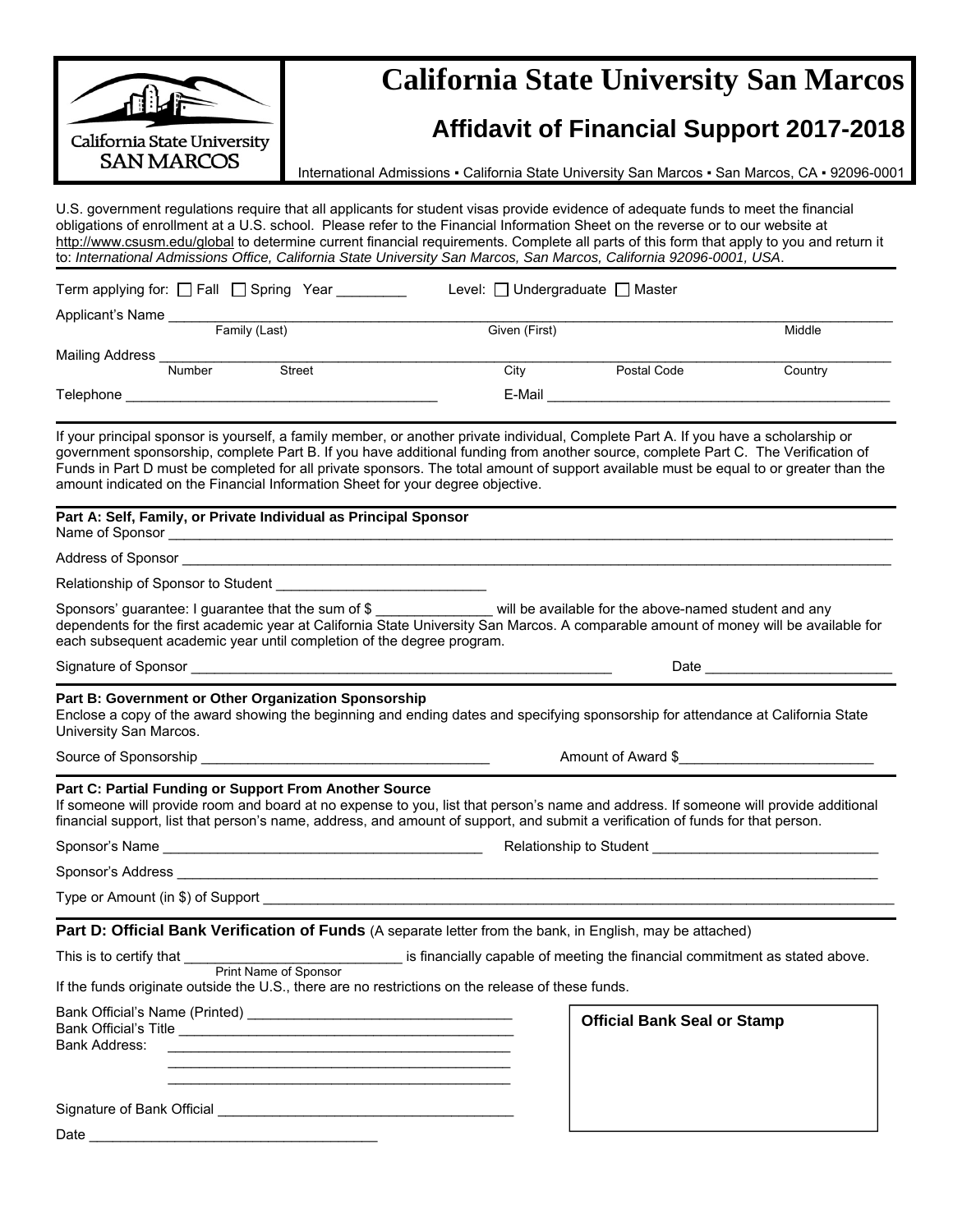# California State University San Marcos

## Affidavit of Financial Support 2017-2018

International Admissions ▪ California State University San Marcos ▪ San Marcos, CA ▪ 92096-0001

U.S. government regulations require that all applicants for student visas provide evidence of adequate funds to meet the financial obligations of enrollment at a U.S. school. Please refer to the Financial Information Sheet on the reverse or to our website at http://www.csusm.edu/global to determine current financial requirements. Complete all parts of this form that apply to you and return it to: *International Admissions Office, California State University San Marcos, San Marcos, California 92096-0001, USA*.

Term applying for: ☐ Fall ☐ Spring Year _________ Level: ☐ Undergraduate ☐ Master

Applicant's Name ______________________________________________
Family (Last) Given (First) Middle

Mailing Address ______________________________________________
Number Street City Postal Code Country

Telephone ______________________________ E-Mail ______________________________

If your principal sponsor is yourself, a family member, or another private individual, Complete Part A. If you have a scholarship or government sponsorship, complete Part B. If you have additional funding from another source, complete Part C. The Verification of Funds in Part D must be completed for all private sponsors. The total amount of support available must be equal to or greater than the amount indicated on the Financial Information Sheet for your degree objective.

**Part A: Self, Family, or Private Individual as Principal Sponsor**

Name of Sponsor ______________________________________________

Address of Sponsor ______________________________________________

Relationship of Sponsor to Student ____________________________

Sponsors' guarantee: I guarantee that the sum of $ _______________ will be available for the above-named student and any dependents for the first academic year at California State University San Marcos. A comparable amount of money will be available for each subsequent academic year until completion of the degree program.

Signature of Sponsor ______________________________ Date ____________________

**Part B: Government or Other Organization Sponsorship**

Enclose a copy of the award showing the beginning and ending dates and specifying sponsorship for attendance at California State University San Marcos.

Source of Sponsorship ______________________________ Amount of Award $____________________

**Part C: Partial Funding or Support From Another Source**

If someone will provide room and board at no expense to you, list that person's name and address. If someone will provide additional financial support, list that person's name, address, and amount of support, and submit a verification of funds for that person.

Sponsor's Name ______________________________ Relationship to Student ____________________

Sponsor's Address ______________________________________________

Type or Amount (in $) of Support ______________________________________________

**Part D: Official Bank Verification of Funds** (A separate letter from the bank, in English, may be attached)

This is to certify that ____________________________ is financially capable of meeting the financial commitment as stated above.
Print Name of Sponsor

If the funds originate outside the U.S., there are no restrictions on the release of these funds.

Bank Official's Name (Printed) ______________________________

Bank Official's Title ______________________________

Bank Address: ______________________________

______________________________

______________________________

Signature of Bank Official ______________________________

Date ______________________________

**Official Bank Seal or Stamp**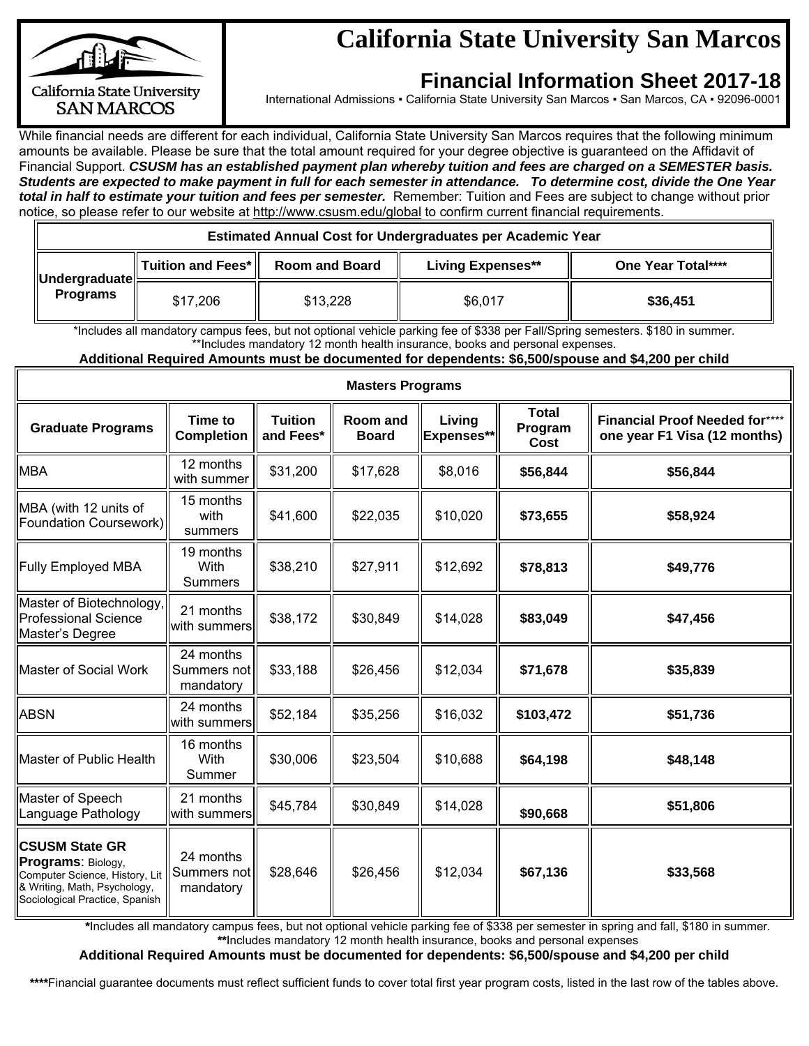# California State University San Marcos

## Financial Information Sheet 2017-18

International Admissions ▪ California State University San Marcos ▪ San Marcos, CA ▪ 92096-0001

While financial needs are different for each individual, California State University San Marcos requires that the following minimum amounts be available. Please be sure that the total amount required for your degree objective is guaranteed on the Affidavit of Financial Support. ***CSUSM has an established payment plan whereby tuition and fees are charged on a SEMESTER basis. Students are expected to make payment in full for each semester in attendance. To determine cost, divide the One Year total in half to estimate your tuition and fees per semester.*** Remember: Tuition and Fees are subject to change without prior notice, so please refer to our website at http://www.csusm.edu/global to confirm current financial requirements.

| Estimated Annual Cost for Undergraduates per Academic Year | | | | |
|---|---|---|---|---|
| | Tuition and Fees* | Room and Board | Living Expenses** | One Year Total**** |
| **Undergraduate Programs** | $17,206 | $13,228 | $6,017 | **$36,451** |

*Includes all mandatory campus fees, but not optional vehicle parking fee of $338 per Fall/Spring semesters. $180 in summer.
**Includes mandatory 12 month health insurance, books and personal expenses.

**Additional Required Amounts must be documented for dependents: $6,500/spouse and $4,200 per child**

| Masters Programs | | | | | | |
|---|---|---|---|---|---|---|
| **Graduate Programs** | **Time to Completion** | **Tuition and Fees*** | **Room and Board** | **Living Expenses**** | **Total Program Cost** | **Financial Proof Needed for**** one year F1 Visa (12 months)** |
| MBA | 12 months with summer | $31,200 | $17,628 | $8,016 | **$56,844** | **$56,844** |
| MBA (with 12 units of Foundation Coursework) | 15 months with summers | $41,600 | $22,035 | $10,020 | **$73,655** | **$58,924** |
| Fully Employed MBA | 19 months With Summers | $38,210 | $27,911 | $12,692 | **$78,813** | **$49,776** |
| Master of Biotechnology, Professional Science Master's Degree | 21 months with summers | $38,172 | $30,849 | $14,028 | **$83,049** | **$47,456** |
| Master of Social Work | 24 months Summers not mandatory | $33,188 | $26,456 | $12,034 | **$71,678** | **$35,839** |
| ABSN | 24 months with summers | $52,184 | $35,256 | $16,032 | **$103,472** | **$51,736** |
| Master of Public Health | 16 months With Summer | $30,006 | $23,504 | $10,688 | **$64,198** | **$48,148** |
| Master of Speech Language Pathology | 21 months with summers | $45,784 | $30,849 | $14,028 | **$90,668** | **$51,806** |
| **CSUSM State GR Programs**: Biology, Computer Science, History, Lit & Writing, Math, Psychology, Sociological Practice, Spanish | 24 months Summers not mandatory | $28,646 | $26,456 | $12,034 | **$67,136** | **$33,568** |

*Includes all mandatory campus fees, but not optional vehicle parking fee of $338 per semester in spring and fall, $180 in summer.
**Includes mandatory 12 month health insurance, books and personal expenses

**Additional Required Amounts must be documented for dependents: $6,500/spouse and $4,200 per child**

****Financial guarantee documents must reflect sufficient funds to cover total first year program costs, listed in the last row of the tables above.